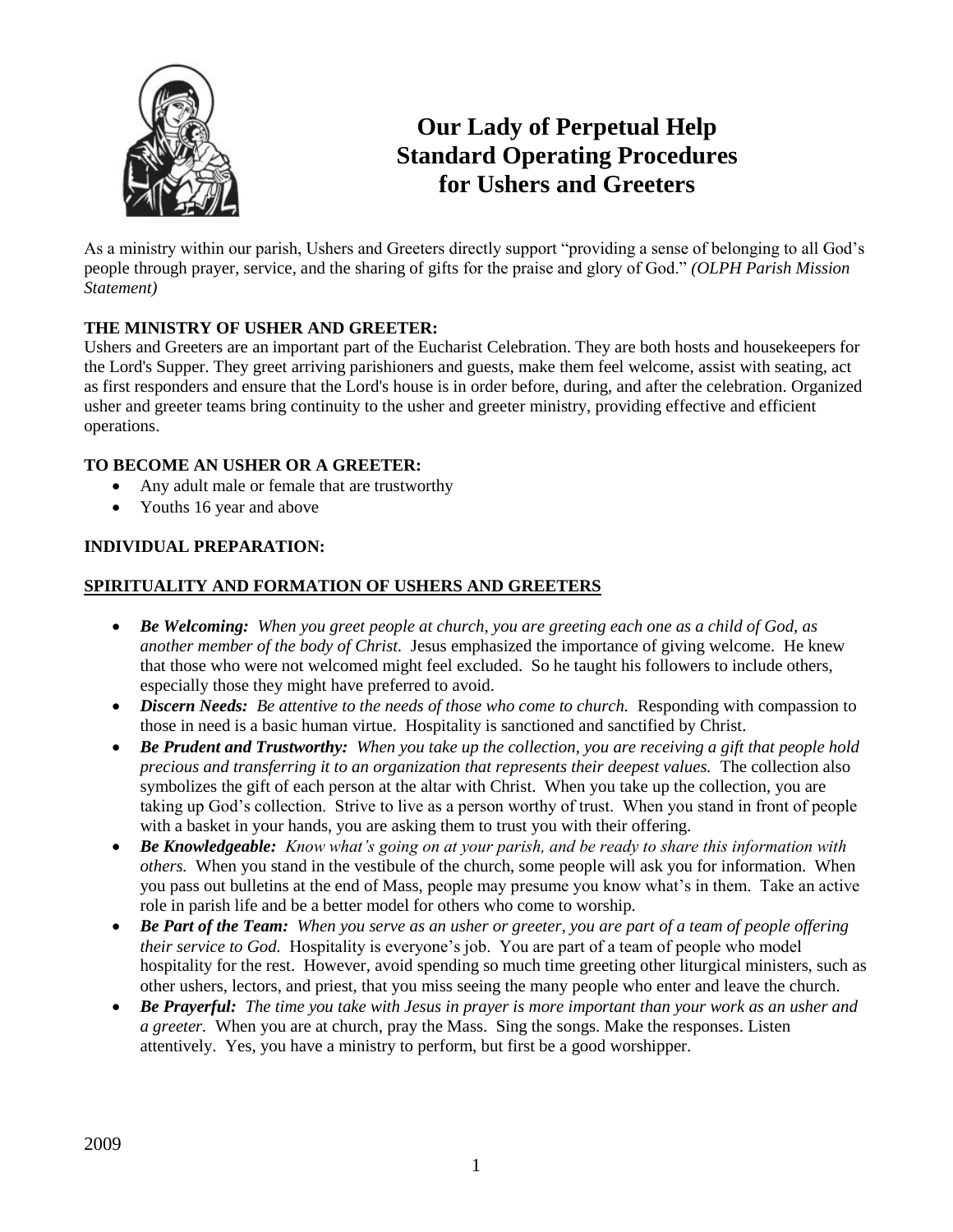# Our Lady of Perpetual Help Standard Operating Procedures for Ushers and Greeters

As a ministry within our parish, Ushers and Greeters directly support "providing a sense of belonging to all God's people through prayer, service, and the sharing of gifts for the praise and glory of God." *(OLPH Parish Mission Statement)*

**THE MINISTRY OF USHER AND GREETER:**
Ushers and Greeters are an important part of the Eucharist Celebration. They are both hosts and housekeepers for the Lord's Supper. They greet arriving parishioners and guests, make them feel welcome, assist with seating, act as first responders and ensure that the Lord's house is in order before, during, and after the celebration. Organized usher and greeter teams bring continuity to the usher and greeter ministry, providing effective and efficient operations.

**TO BECOME AN USHER OR A GREETER:**

- Any adult male or female that are trustworthy
- Youths 16 year and above

**INDIVIDUAL PREPARATION:**

**SPIRITUALITY AND FORMATION OF USHERS AND GREETERS**

- ***Be Welcoming:*** *When you greet people at church, you are greeting each one as a child of God, as another member of the body of Christ.* Jesus emphasized the importance of giving welcome. He knew that those who were not welcomed might feel excluded. So he taught his followers to include others, especially those they might have preferred to avoid.
- ***Discern Needs:*** *Be attentive to the needs of those who come to church.* Responding with compassion to those in need is a basic human virtue. Hospitality is sanctioned and sanctified by Christ.
- ***Be Prudent and Trustworthy:*** *When you take up the collection, you are receiving a gift that people hold precious and transferring it to an organization that represents their deepest values.* The collection also symbolizes the gift of each person at the altar with Christ. When you take up the collection, you are taking up God's collection. Strive to live as a person worthy of trust. When you stand in front of people with a basket in your hands, you are asking them to trust you with their offering.
- ***Be Knowledgeable:*** *Know what's going on at your parish, and be ready to share this information with others.* When you stand in the vestibule of the church, some people will ask you for information. When you pass out bulletins at the end of Mass, people may presume you know what's in them. Take an active role in parish life and be a better model for others who come to worship.
- ***Be Part of the Team:*** *When you serve as an usher or greeter, you are part of a team of people offering their service to God.* Hospitality is everyone's job. You are part of a team of people who model hospitality for the rest. However, avoid spending so much time greeting other liturgical ministers, such as other ushers, lectors, and priest, that you miss seeing the many people who enter and leave the church.
- ***Be Prayerful:*** *The time you take with Jesus in prayer is more important than your work as an usher and a greeter.* When you are at church, pray the Mass. Sing the songs. Make the responses. Listen attentively. Yes, you have a ministry to perform, but first be a good worshipper.

2009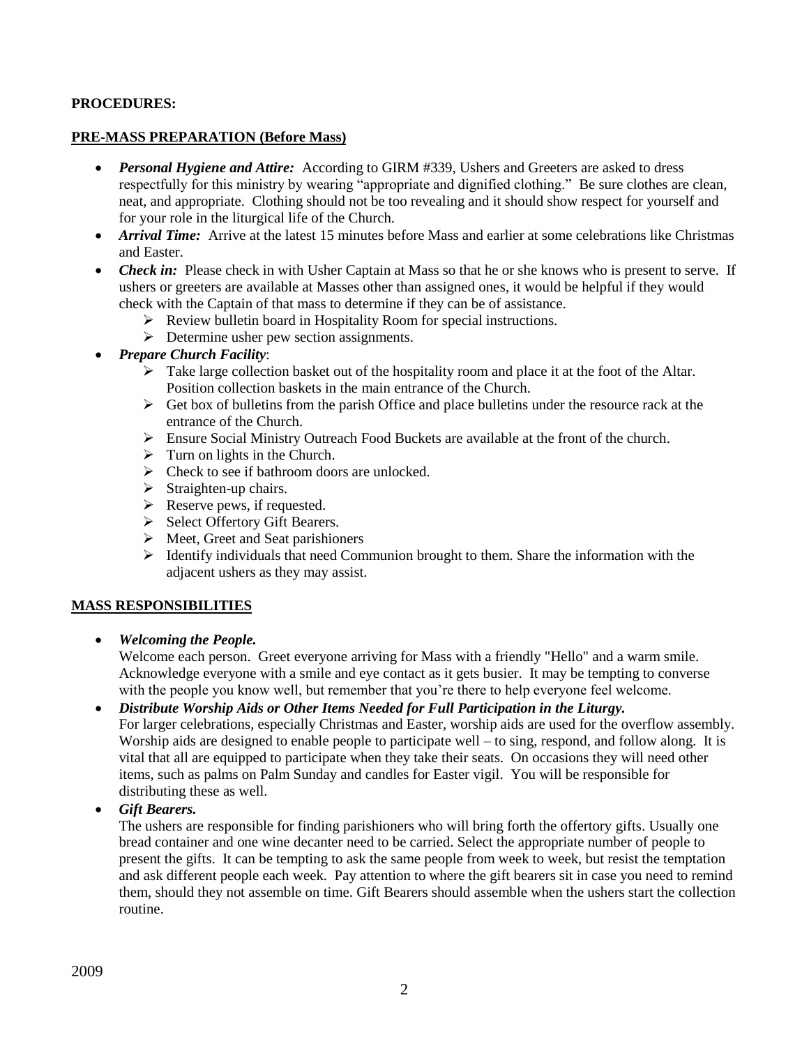**PROCEDURES:**

**PRE-MASS PREPARATION (Before Mass)**

- ***Personal Hygiene and Attire:*** According to GIRM #339, Ushers and Greeters are asked to dress respectfully for this ministry by wearing "appropriate and dignified clothing." Be sure clothes are clean, neat, and appropriate. Clothing should not be too revealing and it should show respect for yourself and for your role in the liturgical life of the Church.
- ***Arrival Time:*** Arrive at the latest 15 minutes before Mass and earlier at some celebrations like Christmas and Easter.
- ***Check in:*** Please check in with Usher Captain at Mass so that he or she knows who is present to serve. If ushers or greeters are available at Masses other than assigned ones, it would be helpful if they would check with the Captain of that mass to determine if they can be of assistance.
    - Review bulletin board in Hospitality Room for special instructions.
    - Determine usher pew section assignments.
- ***Prepare Church Facility***:
    - Take large collection basket out of the hospitality room and place it at the foot of the Altar. Position collection baskets in the main entrance of the Church.
    - Get box of bulletins from the parish Office and place bulletins under the resource rack at the entrance of the Church.
    - Ensure Social Ministry Outreach Food Buckets are available at the front of the church.
    - Turn on lights in the Church.
    - Check to see if bathroom doors are unlocked.
    - Straighten-up chairs.
    - Reserve pews, if requested.
    - Select Offertory Gift Bearers.
    - Meet, Greet and Seat parishioners
    - Identify individuals that need Communion brought to them. Share the information with the adjacent ushers as they may assist.

**MASS RESPONSIBILITIES**

- ***Welcoming the People.***
  Welcome each person. Greet everyone arriving for Mass with a friendly "Hello" and a warm smile. Acknowledge everyone with a smile and eye contact as it gets busier. It may be tempting to converse with the people you know well, but remember that you're there to help everyone feel welcome.
- ***Distribute Worship Aids or Other Items Needed for Full Participation in the Liturgy.***
  For larger celebrations, especially Christmas and Easter, worship aids are used for the overflow assembly. Worship aids are designed to enable people to participate well – to sing, respond, and follow along. It is vital that all are equipped to participate when they take their seats. On occasions they will need other items, such as palms on Palm Sunday and candles for Easter vigil. You will be responsible for distributing these as well.
- ***Gift Bearers.***
  The ushers are responsible for finding parishioners who will bring forth the offertory gifts. Usually one bread container and one wine decanter need to be carried. Select the appropriate number of people to present the gifts. It can be tempting to ask the same people from week to week, but resist the temptation and ask different people each week. Pay attention to where the gift bearers sit in case you need to remind them, should they not assemble on time. Gift Bearers should assemble when the ushers start the collection routine.

2009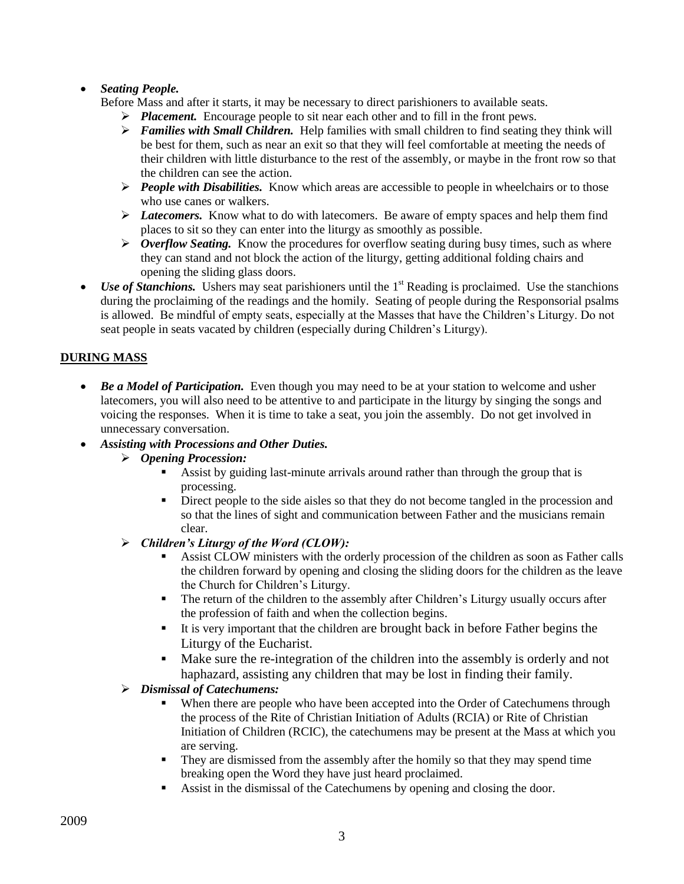- ***Seating People.***
  Before Mass and after it starts, it may be necessary to direct parishioners to available seats.
  - ***Placement.*** Encourage people to sit near each other and to fill in the front pews.
  - ***Families with Small Children.*** Help families with small children to find seating they think will be best for them, such as near an exit so that they will feel comfortable at meeting the needs of their children with little disturbance to the rest of the assembly, or maybe in the front row so that the children can see the action.
  - ***People with Disabilities.*** Know which areas are accessible to people in wheelchairs or to those who use canes or walkers.
  - ***Latecomers.*** Know what to do with latecomers. Be aware of empty spaces and help them find places to sit so they can enter into the liturgy as smoothly as possible.
  - ***Overflow Seating.*** Know the procedures for overflow seating during busy times, such as where they can stand and not block the action of the liturgy, getting additional folding chairs and opening the sliding glass doors.
- ***Use of Stanchions.*** Ushers may seat parishioners until the 1st Reading is proclaimed. Use the stanchions during the proclaiming of the readings and the homily. Seating of people during the Responsorial psalms is allowed. Be mindful of empty seats, especially at the Masses that have the Children's Liturgy. Do not seat people in seats vacated by children (especially during Children's Liturgy).

**DURING MASS**

- ***Be a Model of Participation.*** Even though you may need to be at your station to welcome and usher latecomers, you will also need to be attentive to and participate in the liturgy by singing the songs and voicing the responses. When it is time to take a seat, you join the assembly. Do not get involved in unnecessary conversation.
- ***Assisting with Processions and Other Duties.***
  - ***Opening Procession:***
    - Assist by guiding last-minute arrivals around rather than through the group that is processing.
    - Direct people to the side aisles so that they do not become tangled in the procession and so that the lines of sight and communication between Father and the musicians remain clear.
  - ***Children's Liturgy of the Word (CLOW):***
    - Assist CLOW ministers with the orderly procession of the children as soon as Father calls the children forward by opening and closing the sliding doors for the children as the leave the Church for Children's Liturgy.
    - The return of the children to the assembly after Children's Liturgy usually occurs after the profession of faith and when the collection begins.
    - It is very important that the children are brought back in before Father begins the Liturgy of the Eucharist.
    - Make sure the re-integration of the children into the assembly is orderly and not haphazard, assisting any children that may be lost in finding their family.
  - ***Dismissal of Catechumens:***
    - When there are people who have been accepted into the Order of Catechumens through the process of the Rite of Christian Initiation of Adults (RCIA) or Rite of Christian Initiation of Children (RCIC), the catechumens may be present at the Mass at which you are serving.
    - They are dismissed from the assembly after the homily so that they may spend time breaking open the Word they have just heard proclaimed.
    - Assist in the dismissal of the Catechumens by opening and closing the door.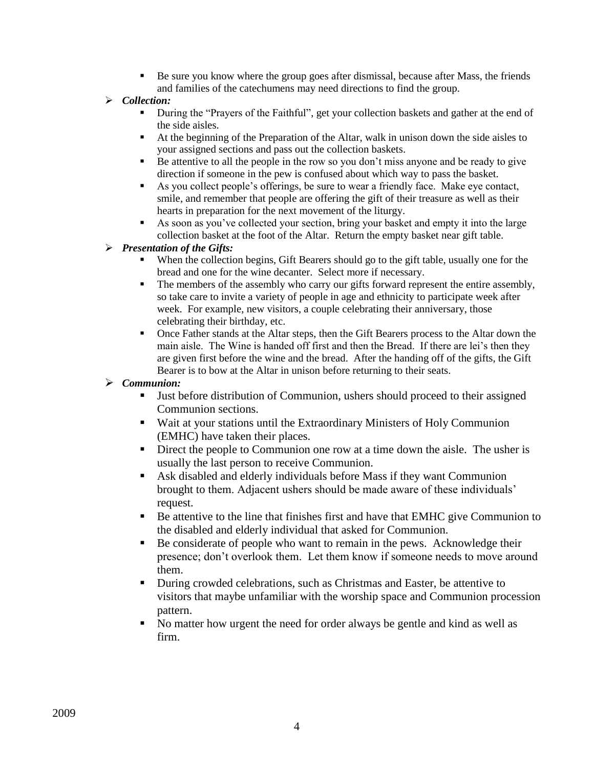- Be sure you know where the group goes after dismissal, because after Mass, the friends and families of the catechumens may need directions to find the group.

- ***Collection:***
  - During the "Prayers of the Faithful", get your collection baskets and gather at the end of the side aisles.
  - At the beginning of the Preparation of the Altar, walk in unison down the side aisles to your assigned sections and pass out the collection baskets.
  - Be attentive to all the people in the row so you don't miss anyone and be ready to give direction if someone in the pew is confused about which way to pass the basket.
  - As you collect people's offerings, be sure to wear a friendly face. Make eye contact, smile, and remember that people are offering the gift of their treasure as well as their hearts in preparation for the next movement of the liturgy.
  - As soon as you've collected your section, bring your basket and empty it into the large collection basket at the foot of the Altar. Return the empty basket near gift table.

- ***Presentation of the Gifts:***
  - When the collection begins, Gift Bearers should go to the gift table, usually one for the bread and one for the wine decanter. Select more if necessary.
  - The members of the assembly who carry our gifts forward represent the entire assembly, so take care to invite a variety of people in age and ethnicity to participate week after week. For example, new visitors, a couple celebrating their anniversary, those celebrating their birthday, etc.
  - Once Father stands at the Altar steps, then the Gift Bearers process to the Altar down the main aisle. The Wine is handed off first and then the Bread. If there are lei's then they are given first before the wine and the bread. After the handing off of the gifts, the Gift Bearer is to bow at the Altar in unison before returning to their seats.

- ***Communion:***
  - Just before distribution of Communion, ushers should proceed to their assigned Communion sections.
  - Wait at your stations until the Extraordinary Ministers of Holy Communion (EMHC) have taken their places.
  - Direct the people to Communion one row at a time down the aisle. The usher is usually the last person to receive Communion.
  - Ask disabled and elderly individuals before Mass if they want Communion brought to them. Adjacent ushers should be made aware of these individuals' request.
  - Be attentive to the line that finishes first and have that EMHC give Communion to the disabled and elderly individual that asked for Communion.
  - Be considerate of people who want to remain in the pews. Acknowledge their presence; don't overlook them. Let them know if someone needs to move around them.
  - During crowded celebrations, such as Christmas and Easter, be attentive to visitors that maybe unfamiliar with the worship space and Communion procession pattern.
  - No matter how urgent the need for order always be gentle and kind as well as firm.

2009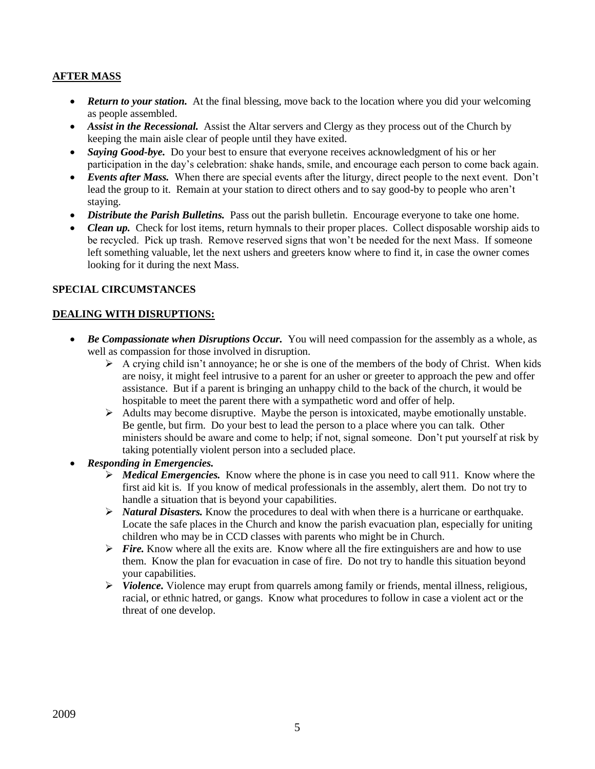## AFTER MASS

- ***Return to your station.*** At the final blessing, move back to the location where you did your welcoming as people assembled.
- ***Assist in the Recessional.*** Assist the Altar servers and Clergy as they process out of the Church by keeping the main aisle clear of people until they have exited.
- ***Saying Good-bye.*** Do your best to ensure that everyone receives acknowledgment of his or her participation in the day's celebration: shake hands, smile, and encourage each person to come back again.
- ***Events after Mass.*** When there are special events after the liturgy, direct people to the next event. Don't lead the group to it. Remain at your station to direct others and to say good-by to people who aren't staying.
- ***Distribute the Parish Bulletins.*** Pass out the parish bulletin. Encourage everyone to take one home.
- ***Clean up.*** Check for lost items, return hymnals to their proper places. Collect disposable worship aids to be recycled. Pick up trash. Remove reserved signs that won't be needed for the next Mass. If someone left something valuable, let the next ushers and greeters know where to find it, in case the owner comes looking for it during the next Mass.

**SPECIAL CIRCUMSTANCES**

## DEALING WITH DISRUPTIONS:

- ***Be Compassionate when Disruptions Occur.*** You will need compassion for the assembly as a whole, as well as compassion for those involved in disruption.
  - A crying child isn't annoyance; he or she is one of the members of the body of Christ. When kids are noisy, it might feel intrusive to a parent for an usher or greeter to approach the pew and offer assistance. But if a parent is bringing an unhappy child to the back of the church, it would be hospitable to meet the parent there with a sympathetic word and offer of help.
  - Adults may become disruptive. Maybe the person is intoxicated, maybe emotionally unstable. Be gentle, but firm. Do your best to lead the person to a place where you can talk. Other ministers should be aware and come to help; if not, signal someone. Don't put yourself at risk by taking potentially violent person into a secluded place.
- ***Responding in Emergencies.***
  - ***Medical Emergencies.*** Know where the phone is in case you need to call 911. Know where the first aid kit is. If you know of medical professionals in the assembly, alert them. Do not try to handle a situation that is beyond your capabilities.
  - ***Natural Disasters.*** Know the procedures to deal with when there is a hurricane or earthquake. Locate the safe places in the Church and know the parish evacuation plan, especially for uniting children who may be in CCD classes with parents who might be in Church.
  - ***Fire.*** Know where all the exits are. Know where all the fire extinguishers are and how to use them. Know the plan for evacuation in case of fire. Do not try to handle this situation beyond your capabilities.
  - ***Violence.*** Violence may erupt from quarrels among family or friends, mental illness, religious, racial, or ethnic hatred, or gangs. Know what procedures to follow in case a violent act or the threat of one develop.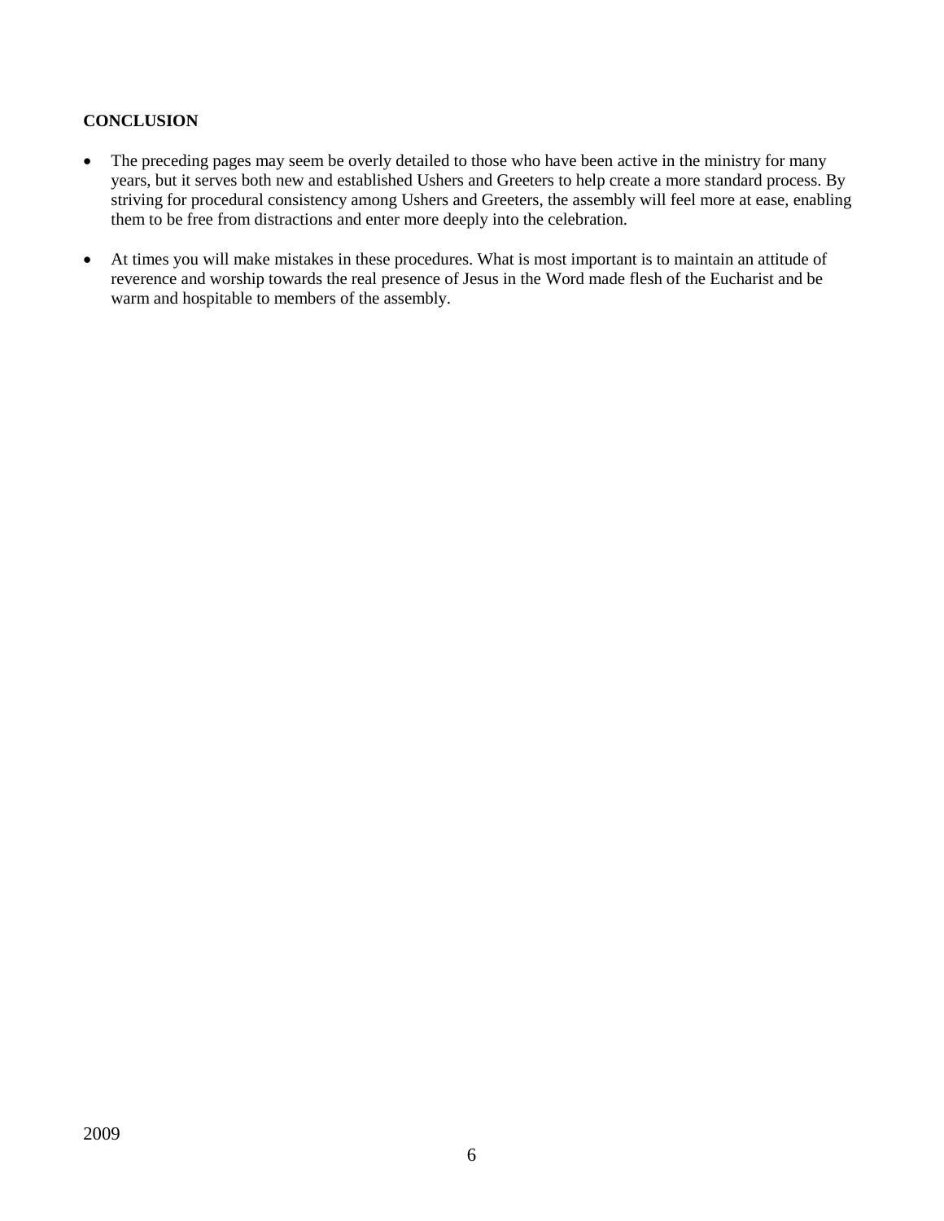**CONCLUSION**

- The preceding pages may seem be overly detailed to those who have been active in the ministry for many years, but it serves both new and established Ushers and Greeters to help create a more standard process. By striving for procedural consistency among Ushers and Greeters, the assembly will feel more at ease, enabling them to be free from distractions and enter more deeply into the celebration.

- At times you will make mistakes in these procedures. What is most important is to maintain an attitude of reverence and worship towards the real presence of Jesus in the Word made flesh of the Eucharist and be warm and hospitable to members of the assembly.

2009